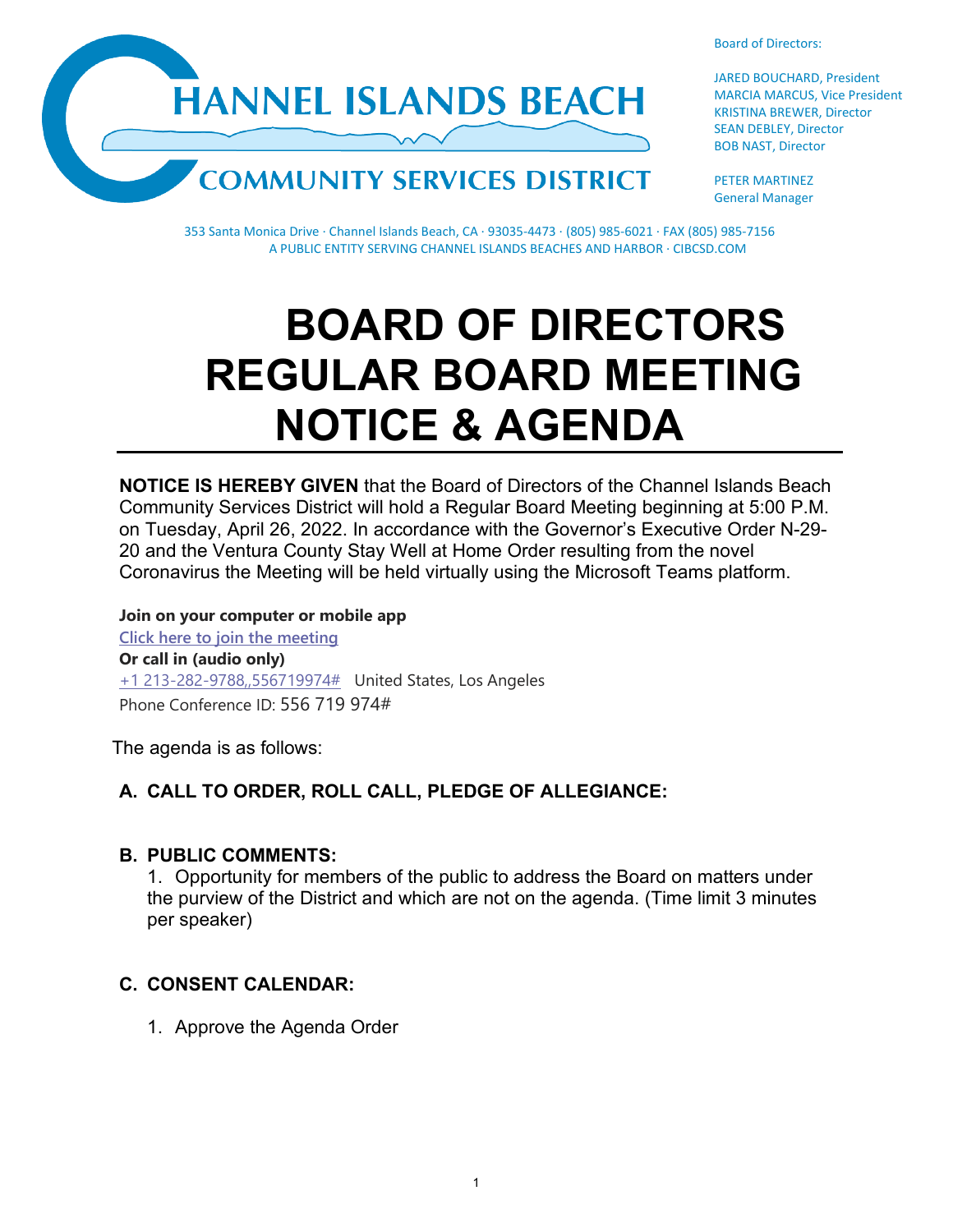CHANNEL ISLANDS BEACH
COMMUNITY SERVICES DISTRICT

Board of Directors:

JARED BOUCHARD, President
MARCIA MARCUS, Vice President
KRISTINA BREWER, Director
SEAN DEBLEY, Director
BOB NAST, Director

PETER MARTINEZ
General Manager

353 Santa Monica Drive · Channel Islands Beach, CA · 93035-4473 · (805) 985-6021 · FAX (805) 985-7156
A PUBLIC ENTITY SERVING CHANNEL ISLANDS BEACHES AND HARBOR · CIBCSD.COM

# BOARD OF DIRECTORS REGULAR BOARD MEETING NOTICE & AGENDA

**NOTICE IS HEREBY GIVEN** that the Board of Directors of the Channel Islands Beach Community Services District will hold a Regular Board Meeting beginning at 5:00 P.M. on Tuesday, April 26, 2022. In accordance with the Governor's Executive Order N-29-20 and the Ventura County Stay Well at Home Order resulting from the novel Coronavirus the Meeting will be held virtually using the Microsoft Teams platform.

**Join on your computer or mobile app**
Click here to join the meeting
**Or call in (audio only)**
+1 213-282-9788,,556719974#   United States, Los Angeles
Phone Conference ID: 556 719 974#

The agenda is as follows:

## A. CALL TO ORDER, ROLL CALL, PLEDGE OF ALLEGIANCE:

## B. PUBLIC COMMENTS:

1. Opportunity for members of the public to address the Board on matters under the purview of the District and which are not on the agenda. (Time limit 3 minutes per speaker)

## C. CONSENT CALENDAR:

1. Approve the Agenda Order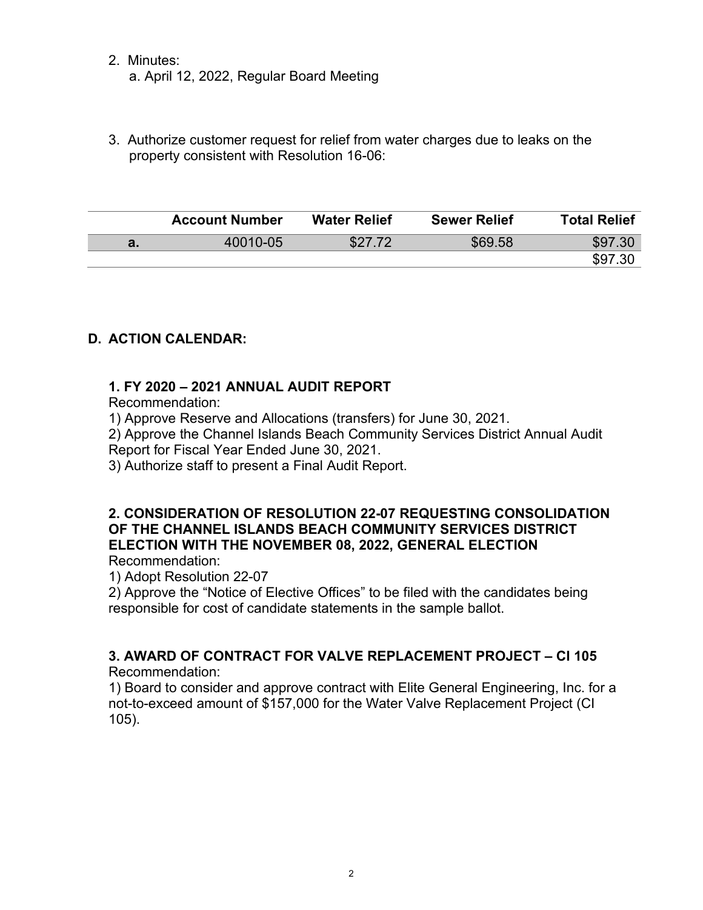2. Minutes:
   a. April 12, 2022, Regular Board Meeting

3. Authorize customer request for relief from water charges due to leaks on the property consistent with Resolution 16-06:

| | Account Number | Water Relief | Sewer Relief | Total Relief |
|---|---|---|---|---|
| a. | 40010-05 | $27.72 | $69.58 | $97.30 |
| | | | | $97.30 |

## D. ACTION CALENDAR:

### 1. FY 2020 – 2021 ANNUAL AUDIT REPORT

Recommendation:

1) Approve Reserve and Allocations (transfers) for June 30, 2021.
2) Approve the Channel Islands Beach Community Services District Annual Audit Report for Fiscal Year Ended June 30, 2021.
3) Authorize staff to present a Final Audit Report.

### 2. CONSIDERATION OF RESOLUTION 22-07 REQUESTING CONSOLIDATION OF THE CHANNEL ISLANDS BEACH COMMUNITY SERVICES DISTRICT ELECTION WITH THE NOVEMBER 08, 2022, GENERAL ELECTION

Recommendation:

1) Adopt Resolution 22-07
2) Approve the "Notice of Elective Offices" to be filed with the candidates being responsible for cost of candidate statements in the sample ballot.

### 3. AWARD OF CONTRACT FOR VALVE REPLACEMENT PROJECT – CI 105

Recommendation:

1) Board to consider and approve contract with Elite General Engineering, Inc. for a not-to-exceed amount of $157,000 for the Water Valve Replacement Project (CI 105).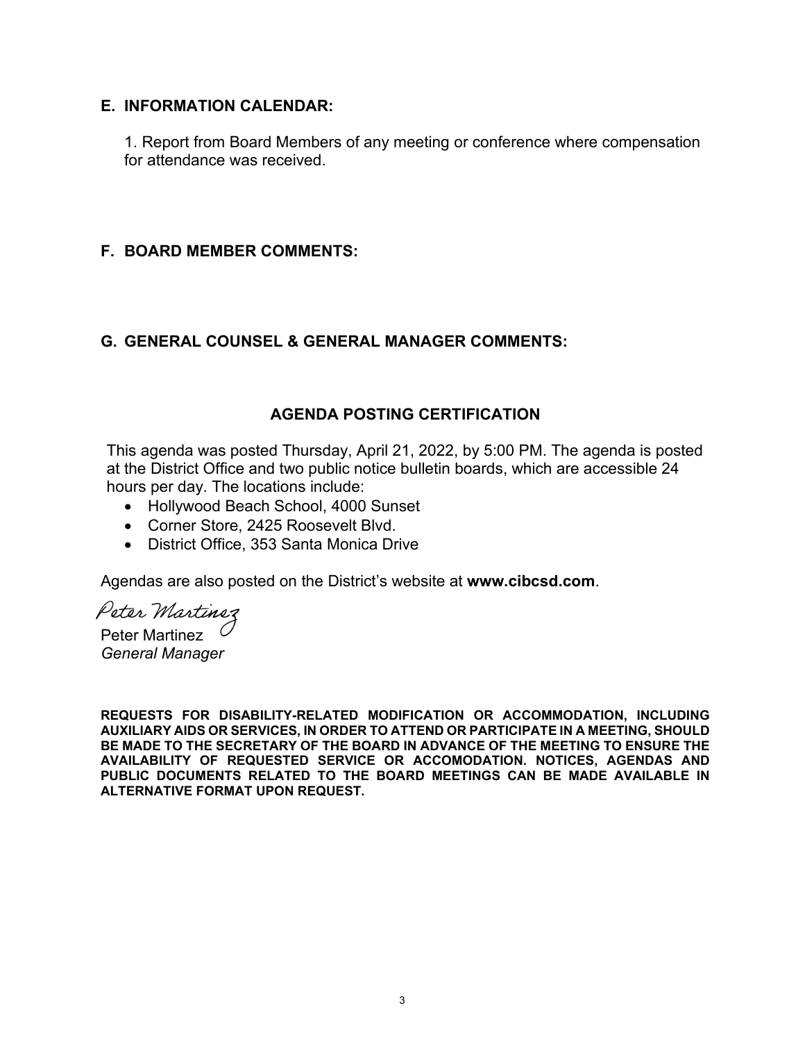## E. INFORMATION CALENDAR:

1. Report from Board Members of any meeting or conference where compensation for attendance was received.

## F. BOARD MEMBER COMMENTS:

## G. GENERAL COUNSEL & GENERAL MANAGER COMMENTS:

### AGENDA POSTING CERTIFICATION

This agenda was posted Thursday, April 21, 2022, by 5:00 PM. The agenda is posted at the District Office and two public notice bulletin boards, which are accessible 24 hours per day. The locations include:

- Hollywood Beach School, 4000 Sunset
- Corner Store, 2425 Roosevelt Blvd.
- District Office, 353 Santa Monica Drive

Agendas are also posted on the District's website at **www.cibcsd.com**.

*Peter Martinez*

Peter Martinez
*General Manager*

**REQUESTS FOR DISABILITY-RELATED MODIFICATION OR ACCOMMODATION, INCLUDING AUXILIARY AIDS OR SERVICES, IN ORDER TO ATTEND OR PARTICIPATE IN A MEETING, SHOULD BE MADE TO THE SECRETARY OF THE BOARD IN ADVANCE OF THE MEETING TO ENSURE THE AVAILABILITY OF REQUESTED SERVICE OR ACCOMODATION. NOTICES, AGENDAS AND PUBLIC DOCUMENTS RELATED TO THE BOARD MEETINGS CAN BE MADE AVAILABLE IN ALTERNATIVE FORMAT UPON REQUEST.**